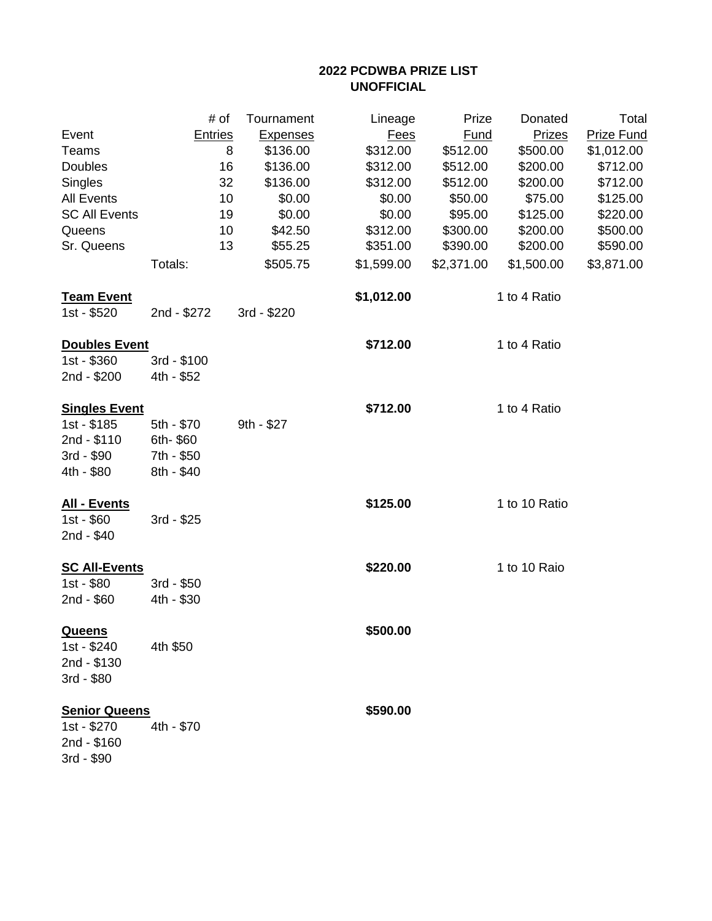# 2022 PCDWBA PRIZE LIST
## UNOFFICIAL

| Event | # of Entries | Tournament Expenses | Lineage Fees | Prize Fund | Donated Prizes | Total Prize Fund |
|---|---|---|---|---|---|---|
| Teams | 8 | $136.00 | $312.00 | $512.00 | $500.00 | $1,012.00 |
| Doubles | 16 | $136.00 | $312.00 | $512.00 | $200.00 | $712.00 |
| Singles | 32 | $136.00 | $312.00 | $512.00 | $200.00 | $712.00 |
| All Events | 10 | $0.00 | $0.00 | $50.00 | $75.00 | $125.00 |
| SC All Events | 19 | $0.00 | $0.00 | $95.00 | $125.00 | $220.00 |
| Queens | 10 | $42.50 | $312.00 | $300.00 | $200.00 | $500.00 |
| Sr. Queens | 13 | $55.25 | $351.00 | $390.00 | $200.00 | $590.00 |
| | Totals: | $505.75 | $1,599.00 | $2,371.00 | $1,500.00 | $3,871.00 |

**Team Event** — $1,012.00 — 1 to 4 Ratio

1st - $520
2nd - $272
3rd - $220

**Doubles Event** — $712.00 — 1 to 4 Ratio

1st - $360
2nd - $200
3rd - $100
4th - $52

**Singles Event** — $712.00 — 1 to 4 Ratio

1st - $185
2nd - $110
3rd - $90
4th - $80
5th - $70
6th- $60
7th - $50
8th - $40
9th - $27

**All - Events** — $125.00 — 1 to 10 Ratio

1st - $60
2nd - $40
3rd - $25

**SC All-Events** — $220.00 — 1 to 10 Raio

1st - $80
2nd - $60
3rd - $50
4th - $30

**Queens** — $500.00

1st - $240
2nd - $130
3rd - $80
4th $50

**Senior Queens** — $590.00

1st - $270
2nd - $160
3rd - $90
4th - $70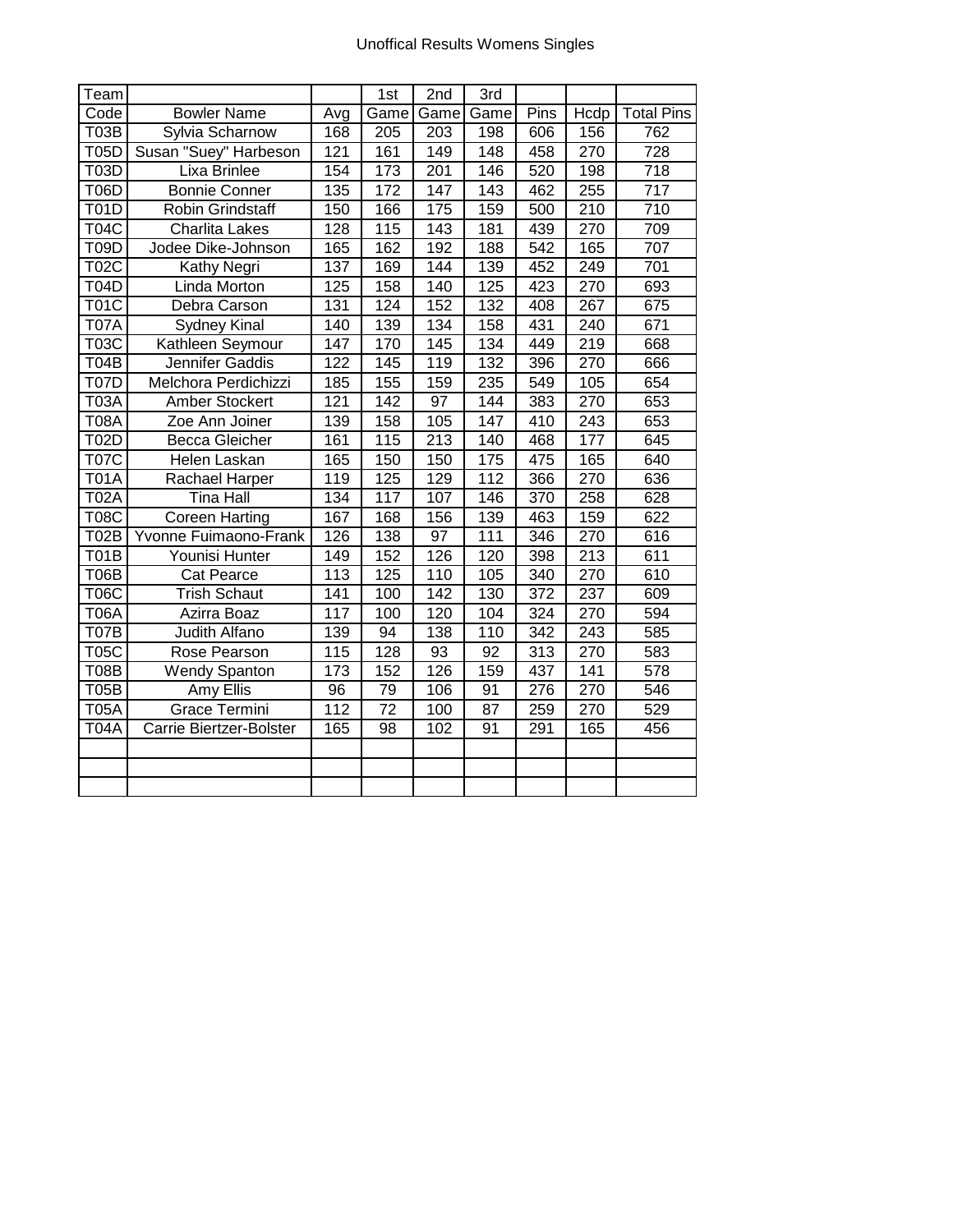# Unoffical Results Womens Singles

| Team Code | Bowler Name | Avg | 1st Game | 2nd Game | 3rd Game | Pins | Hcdp | Total Pins |
|---|---|---|---|---|---|---|---|---|
| T03B | Sylvia Scharnow | 168 | 205 | 203 | 198 | 606 | 156 | 762 |
| T05D | Susan "Suey" Harbeson | 121 | 161 | 149 | 148 | 458 | 270 | 728 |
| T03D | Lixa Brinlee | 154 | 173 | 201 | 146 | 520 | 198 | 718 |
| T06D | Bonnie Conner | 135 | 172 | 147 | 143 | 462 | 255 | 717 |
| T01D | Robin Grindstaff | 150 | 166 | 175 | 159 | 500 | 210 | 710 |
| T04C | Charlita Lakes | 128 | 115 | 143 | 181 | 439 | 270 | 709 |
| T09D | Jodee Dike-Johnson | 165 | 162 | 192 | 188 | 542 | 165 | 707 |
| T02C | Kathy Negri | 137 | 169 | 144 | 139 | 452 | 249 | 701 |
| T04D | Linda Morton | 125 | 158 | 140 | 125 | 423 | 270 | 693 |
| T01C | Debra Carson | 131 | 124 | 152 | 132 | 408 | 267 | 675 |
| T07A | Sydney Kinal | 140 | 139 | 134 | 158 | 431 | 240 | 671 |
| T03C | Kathleen Seymour | 147 | 170 | 145 | 134 | 449 | 219 | 668 |
| T04B | Jennifer Gaddis | 122 | 145 | 119 | 132 | 396 | 270 | 666 |
| T07D | Melchora Perdichizzi | 185 | 155 | 159 | 235 | 549 | 105 | 654 |
| T03A | Amber Stockert | 121 | 142 | 97 | 144 | 383 | 270 | 653 |
| T08A | Zoe Ann Joiner | 139 | 158 | 105 | 147 | 410 | 243 | 653 |
| T02D | Becca Gleicher | 161 | 115 | 213 | 140 | 468 | 177 | 645 |
| T07C | Helen Laskan | 165 | 150 | 150 | 175 | 475 | 165 | 640 |
| T01A | Rachael Harper | 119 | 125 | 129 | 112 | 366 | 270 | 636 |
| T02A | Tina Hall | 134 | 117 | 107 | 146 | 370 | 258 | 628 |
| T08C | Coreen Harting | 167 | 168 | 156 | 139 | 463 | 159 | 622 |
| T02B | Yvonne Fuimaono-Frank | 126 | 138 | 97 | 111 | 346 | 270 | 616 |
| T01B | Younisi Hunter | 149 | 152 | 126 | 120 | 398 | 213 | 611 |
| T06B | Cat Pearce | 113 | 125 | 110 | 105 | 340 | 270 | 610 |
| T06C | Trish Schaut | 141 | 100 | 142 | 130 | 372 | 237 | 609 |
| T06A | Azirra Boaz | 117 | 100 | 120 | 104 | 324 | 270 | 594 |
| T07B | Judith Alfano | 139 | 94 | 138 | 110 | 342 | 243 | 585 |
| T05C | Rose Pearson | 115 | 128 | 93 | 92 | 313 | 270 | 583 |
| T08B | Wendy Spanton | 173 | 152 | 126 | 159 | 437 | 141 | 578 |
| T05B | Amy Ellis | 96 | 79 | 106 | 91 | 276 | 270 | 546 |
| T05A | Grace Termini | 112 | 72 | 100 | 87 | 259 | 270 | 529 |
| T04A | Carrie Biertzer-Bolster | 165 | 98 | 102 | 91 | 291 | 165 | 456 |
| | | | | | | | | |
| | | | | | | | | |
| | | | | | | | | |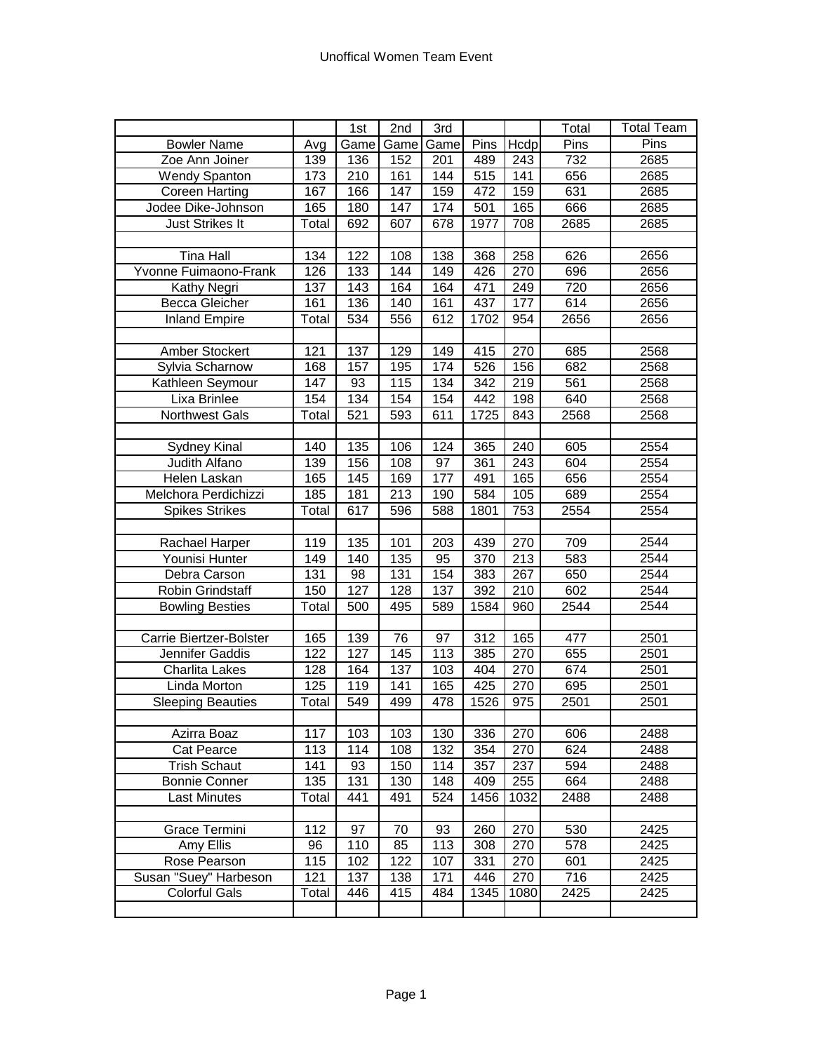# Unoffical Women Team Event

| | | 1st | 2nd | 3rd | | | Total | Total Team |
|---|---|---|---|---|---|---|---|---|
| Bowler Name | Avg | Game | Game | Game | Pins | Hcdp | Pins | Pins |
| Zoe Ann Joiner | 139 | 136 | 152 | 201 | 489 | 243 | 732 | 2685 |
| Wendy Spanton | 173 | 210 | 161 | 144 | 515 | 141 | 656 | 2685 |
| Coreen Harting | 167 | 166 | 147 | 159 | 472 | 159 | 631 | 2685 |
| Jodee Dike-Johnson | 165 | 180 | 147 | 174 | 501 | 165 | 666 | 2685 |
| Just Strikes It | Total | 692 | 607 | 678 | 1977 | 708 | 2685 | 2685 |
| | | | | | | | | |
| Tina Hall | 134 | 122 | 108 | 138 | 368 | 258 | 626 | 2656 |
| Yvonne Fuimaono-Frank | 126 | 133 | 144 | 149 | 426 | 270 | 696 | 2656 |
| Kathy Negri | 137 | 143 | 164 | 164 | 471 | 249 | 720 | 2656 |
| Becca Gleicher | 161 | 136 | 140 | 161 | 437 | 177 | 614 | 2656 |
| Inland Empire | Total | 534 | 556 | 612 | 1702 | 954 | 2656 | 2656 |
| | | | | | | | | |
| Amber Stockert | 121 | 137 | 129 | 149 | 415 | 270 | 685 | 2568 |
| Sylvia Scharnow | 168 | 157 | 195 | 174 | 526 | 156 | 682 | 2568 |
| Kathleen Seymour | 147 | 93 | 115 | 134 | 342 | 219 | 561 | 2568 |
| Lixa Brinlee | 154 | 134 | 154 | 154 | 442 | 198 | 640 | 2568 |
| Northwest Gals | Total | 521 | 593 | 611 | 1725 | 843 | 2568 | 2568 |
| | | | | | | | | |
| Sydney Kinal | 140 | 135 | 106 | 124 | 365 | 240 | 605 | 2554 |
| Judith Alfano | 139 | 156 | 108 | 97 | 361 | 243 | 604 | 2554 |
| Helen Laskan | 165 | 145 | 169 | 177 | 491 | 165 | 656 | 2554 |
| Melchora Perdichizzi | 185 | 181 | 213 | 190 | 584 | 105 | 689 | 2554 |
| Spikes Strikes | Total | 617 | 596 | 588 | 1801 | 753 | 2554 | 2554 |
| | | | | | | | | |
| Rachael Harper | 119 | 135 | 101 | 203 | 439 | 270 | 709 | 2544 |
| Younisi Hunter | 149 | 140 | 135 | 95 | 370 | 213 | 583 | 2544 |
| Debra Carson | 131 | 98 | 131 | 154 | 383 | 267 | 650 | 2544 |
| Robin Grindstaff | 150 | 127 | 128 | 137 | 392 | 210 | 602 | 2544 |
| Bowling Besties | Total | 500 | 495 | 589 | 1584 | 960 | 2544 | 2544 |
| | | | | | | | | |
| Carrie Biertzer-Bolster | 165 | 139 | 76 | 97 | 312 | 165 | 477 | 2501 |
| Jennifer Gaddis | 122 | 127 | 145 | 113 | 385 | 270 | 655 | 2501 |
| Charlita Lakes | 128 | 164 | 137 | 103 | 404 | 270 | 674 | 2501 |
| Linda Morton | 125 | 119 | 141 | 165 | 425 | 270 | 695 | 2501 |
| Sleeping Beauties | Total | 549 | 499 | 478 | 1526 | 975 | 2501 | 2501 |
| | | | | | | | | |
| Azirra Boaz | 117 | 103 | 103 | 130 | 336 | 270 | 606 | 2488 |
| Cat Pearce | 113 | 114 | 108 | 132 | 354 | 270 | 624 | 2488 |
| Trish Schaut | 141 | 93 | 150 | 114 | 357 | 237 | 594 | 2488 |
| Bonnie Conner | 135 | 131 | 130 | 148 | 409 | 255 | 664 | 2488 |
| Last Minutes | Total | 441 | 491 | 524 | 1456 | 1032 | 2488 | 2488 |
| | | | | | | | | |
| Grace Termini | 112 | 97 | 70 | 93 | 260 | 270 | 530 | 2425 |
| Amy Ellis | 96 | 110 | 85 | 113 | 308 | 270 | 578 | 2425 |
| Rose Pearson | 115 | 102 | 122 | 107 | 331 | 270 | 601 | 2425 |
| Susan "Suey" Harbeson | 121 | 137 | 138 | 171 | 446 | 270 | 716 | 2425 |
| Colorful Gals | Total | 446 | 415 | 484 | 1345 | 1080 | 2425 | 2425 |
| | | | | | | | | |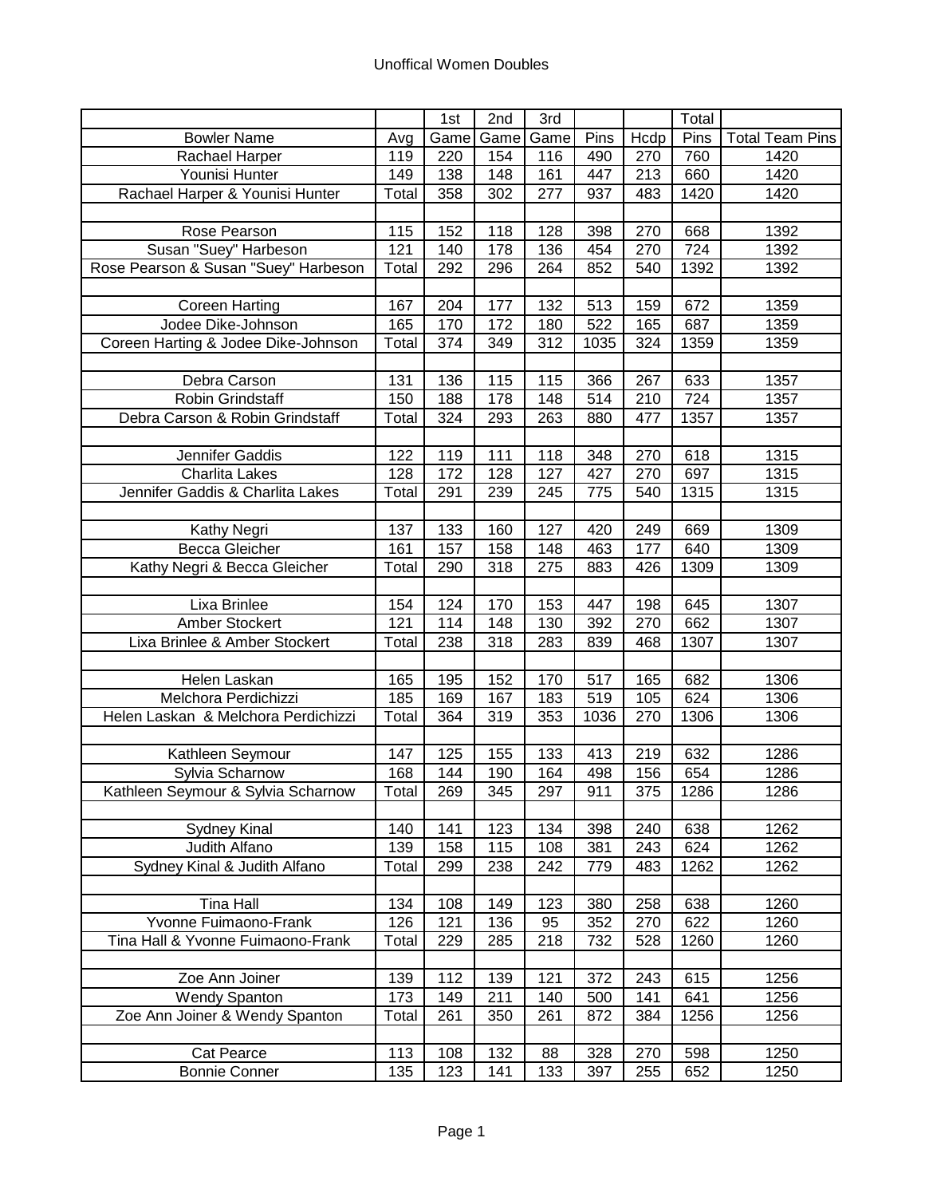# Unoffical Women Doubles

| | | 1st | 2nd | 3rd | | | Total | |
|---|---|---|---|---|---|---|---|---|
| Bowler Name | Avg | Game | Game | Game | Pins | Hcdp | Pins | Total Team Pins |
| Rachael Harper | 119 | 220 | 154 | 116 | 490 | 270 | 760 | 1420 |
| Younisi Hunter | 149 | 138 | 148 | 161 | 447 | 213 | 660 | 1420 |
| Rachael Harper & Younisi Hunter | Total | 358 | 302 | 277 | 937 | 483 | 1420 | 1420 |
| | | | | | | | | |
| Rose Pearson | 115 | 152 | 118 | 128 | 398 | 270 | 668 | 1392 |
| Susan "Suey" Harbeson | 121 | 140 | 178 | 136 | 454 | 270 | 724 | 1392 |
| Rose Pearson & Susan "Suey" Harbeson | Total | 292 | 296 | 264 | 852 | 540 | 1392 | 1392 |
| | | | | | | | | |
| Coreen Harting | 167 | 204 | 177 | 132 | 513 | 159 | 672 | 1359 |
| Jodee Dike-Johnson | 165 | 170 | 172 | 180 | 522 | 165 | 687 | 1359 |
| Coreen Harting & Jodee Dike-Johnson | Total | 374 | 349 | 312 | 1035 | 324 | 1359 | 1359 |
| | | | | | | | | |
| Debra Carson | 131 | 136 | 115 | 115 | 366 | 267 | 633 | 1357 |
| Robin Grindstaff | 150 | 188 | 178 | 148 | 514 | 210 | 724 | 1357 |
| Debra Carson & Robin Grindstaff | Total | 324 | 293 | 263 | 880 | 477 | 1357 | 1357 |
| | | | | | | | | |
| Jennifer Gaddis | 122 | 119 | 111 | 118 | 348 | 270 | 618 | 1315 |
| Charlita Lakes | 128 | 172 | 128 | 127 | 427 | 270 | 697 | 1315 |
| Jennifer Gaddis & Charlita Lakes | Total | 291 | 239 | 245 | 775 | 540 | 1315 | 1315 |
| | | | | | | | | |
| Kathy Negri | 137 | 133 | 160 | 127 | 420 | 249 | 669 | 1309 |
| Becca Gleicher | 161 | 157 | 158 | 148 | 463 | 177 | 640 | 1309 |
| Kathy Negri & Becca Gleicher | Total | 290 | 318 | 275 | 883 | 426 | 1309 | 1309 |
| | | | | | | | | |
| Lixa Brinlee | 154 | 124 | 170 | 153 | 447 | 198 | 645 | 1307 |
| Amber Stockert | 121 | 114 | 148 | 130 | 392 | 270 | 662 | 1307 |
| Lixa Brinlee & Amber Stockert | Total | 238 | 318 | 283 | 839 | 468 | 1307 | 1307 |
| | | | | | | | | |
| Helen Laskan | 165 | 195 | 152 | 170 | 517 | 165 | 682 | 1306 |
| Melchora Perdichizzi | 185 | 169 | 167 | 183 | 519 | 105 | 624 | 1306 |
| Helen Laskan & Melchora Perdichizzi | Total | 364 | 319 | 353 | 1036 | 270 | 1306 | 1306 |
| | | | | | | | | |
| Kathleen Seymour | 147 | 125 | 155 | 133 | 413 | 219 | 632 | 1286 |
| Sylvia Scharnow | 168 | 144 | 190 | 164 | 498 | 156 | 654 | 1286 |
| Kathleen Seymour & Sylvia Scharnow | Total | 269 | 345 | 297 | 911 | 375 | 1286 | 1286 |
| | | | | | | | | |
| Sydney Kinal | 140 | 141 | 123 | 134 | 398 | 240 | 638 | 1262 |
| Judith Alfano | 139 | 158 | 115 | 108 | 381 | 243 | 624 | 1262 |
| Sydney Kinal & Judith Alfano | Total | 299 | 238 | 242 | 779 | 483 | 1262 | 1262 |
| | | | | | | | | |
| Tina Hall | 134 | 108 | 149 | 123 | 380 | 258 | 638 | 1260 |
| Yvonne Fuimaono-Frank | 126 | 121 | 136 | 95 | 352 | 270 | 622 | 1260 |
| Tina Hall & Yvonne Fuimaono-Frank | Total | 229 | 285 | 218 | 732 | 528 | 1260 | 1260 |
| | | | | | | | | |
| Zoe Ann Joiner | 139 | 112 | 139 | 121 | 372 | 243 | 615 | 1256 |
| Wendy Spanton | 173 | 149 | 211 | 140 | 500 | 141 | 641 | 1256 |
| Zoe Ann Joiner & Wendy Spanton | Total | 261 | 350 | 261 | 872 | 384 | 1256 | 1256 |
| | | | | | | | | |
| Cat Pearce | 113 | 108 | 132 | 88 | 328 | 270 | 598 | 1250 |
| Bonnie Conner | 135 | 123 | 141 | 133 | 397 | 255 | 652 | 1250 |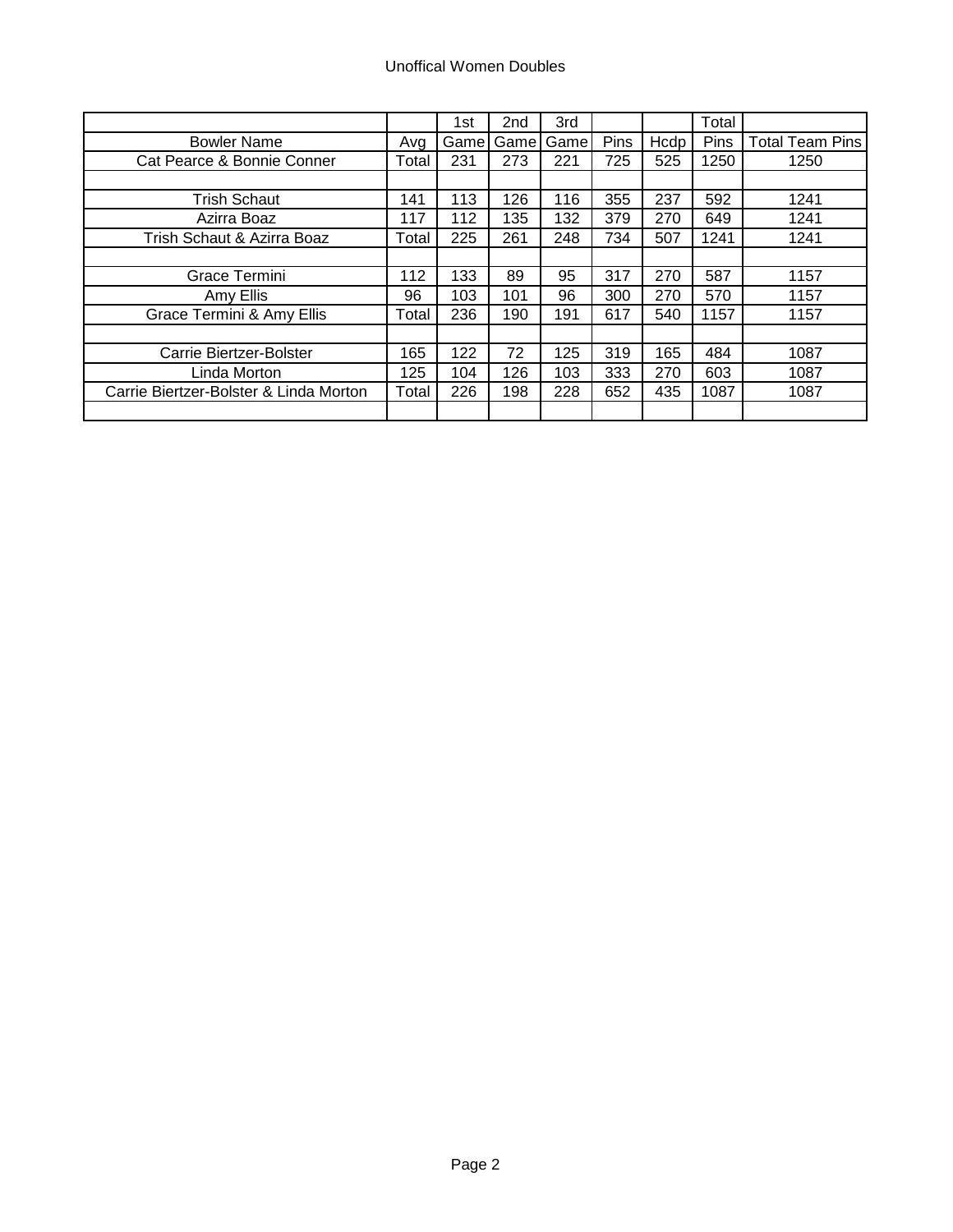Unoffical Women Doubles

| Bowler Name | Avg | 1st Game | 2nd Game | 3rd Game | Pins | Hcdp | Total Pins | Total Team Pins |
|---|---|---|---|---|---|---|---|---|
| Cat Pearce & Bonnie Conner | Total | 231 | 273 | 221 | 725 | 525 | 1250 | 1250 |
| | | | | | | | | |
| Trish Schaut | 141 | 113 | 126 | 116 | 355 | 237 | 592 | 1241 |
| Azirra Boaz | 117 | 112 | 135 | 132 | 379 | 270 | 649 | 1241 |
| Trish Schaut & Azirra Boaz | Total | 225 | 261 | 248 | 734 | 507 | 1241 | 1241 |
| | | | | | | | | |
| Grace Termini | 112 | 133 | 89 | 95 | 317 | 270 | 587 | 1157 |
| Amy Ellis | 96 | 103 | 101 | 96 | 300 | 270 | 570 | 1157 |
| Grace Termini & Amy Ellis | Total | 236 | 190 | 191 | 617 | 540 | 1157 | 1157 |
| | | | | | | | | |
| Carrie Biertzer-Bolster | 165 | 122 | 72 | 125 | 319 | 165 | 484 | 1087 |
| Linda Morton | 125 | 104 | 126 | 103 | 333 | 270 | 603 | 1087 |
| Carrie Biertzer-Bolster & Linda Morton | Total | 226 | 198 | 228 | 652 | 435 | 1087 | 1087 |
| | | | | | | | | |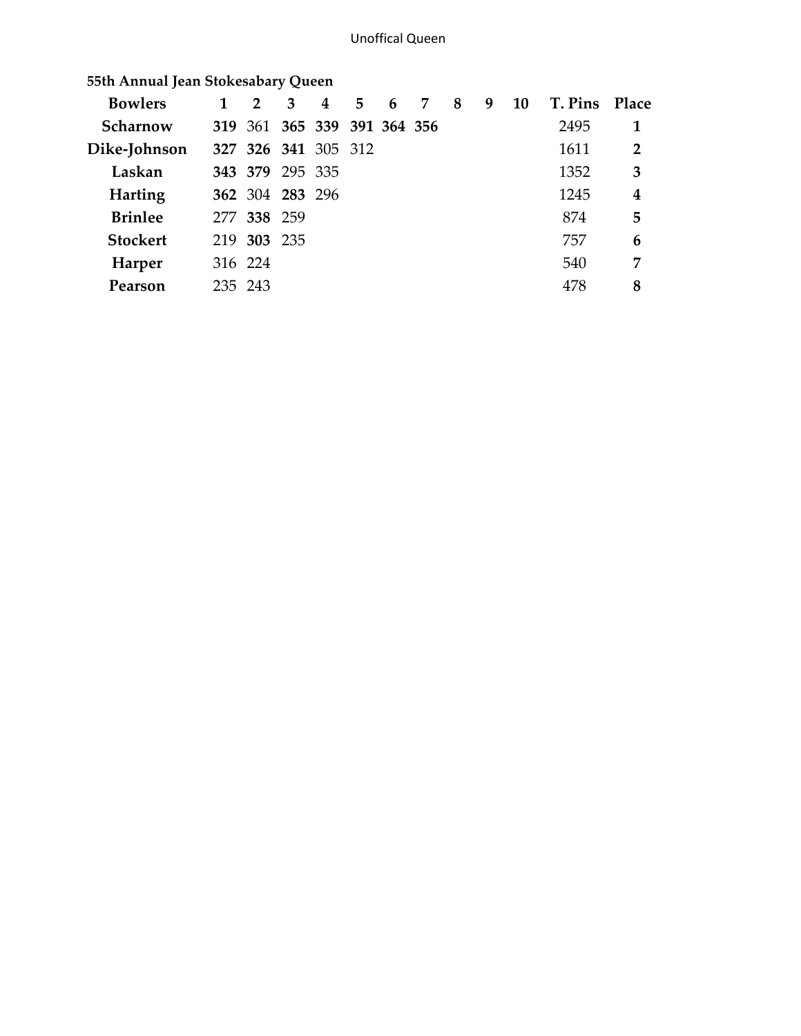Unoffical Queen

**55th Annual Jean Stokesabary Queen**

| Bowlers | 1 | 2 | 3 | 4 | 5 | 6 | 7 | 8 | 9 | 10 | T. Pins | Place |
|---|---|---|---|---|---|---|---|---|---|---|---|---|
| **Scharnow** | **319** | 361 | **365** | **339** | **391** | **364** | **356** | | | | 2495 | **1** |
| **Dike-Johnson** | **327** | **326** | **341** | 305 | 312 | | | | | | 1611 | **2** |
| **Laskan** | **343** | **379** | 295 | 335 | | | | | | | 1352 | **3** |
| **Harting** | **362** | 304 | **283** | 296 | | | | | | | 1245 | **4** |
| **Brinlee** | 277 | **338** | 259 | | | | | | | | 874 | **5** |
| **Stockert** | 219 | **303** | 235 | | | | | | | | 757 | **6** |
| **Harper** | 316 | 224 | | | | | | | | | 540 | **7** |
| **Pearson** | 235 | 243 | | | | | | | | | 478 | **8** |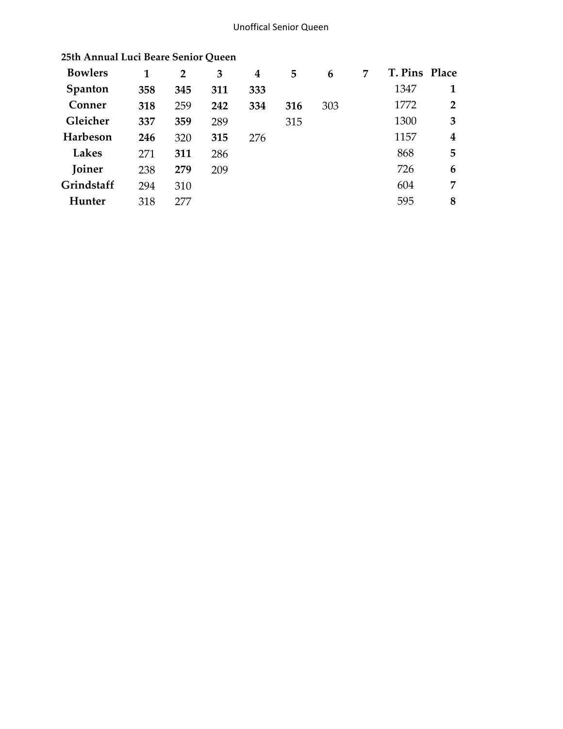**25th Annual Luci Beare Senior Queen**

| Bowlers | 1 | 2 | 3 | 4 | 5 | 6 | 7 | T. Pins | Place |
|---|---|---|---|---|---|---|---|---|---|
| **Spanton** | **358** | **345** | **311** | **333** | | | | 1347 | **1** |
| **Conner** | **318** | 259 | **242** | **334** | **316** | 303 | | 1772 | **2** |
| **Gleicher** | **337** | **359** | 289 | | 315 | | | 1300 | **3** |
| **Harbeson** | **246** | 320 | **315** | 276 | | | | 1157 | **4** |
| **Lakes** | 271 | **311** | 286 | | | | | 868 | **5** |
| **Joiner** | 238 | **279** | 209 | | | | | 726 | **6** |
| **Grindstaff** | 294 | 310 | | | | | | 604 | **7** |
| **Hunter** | 318 | 277 | | | | | | 595 | **8** |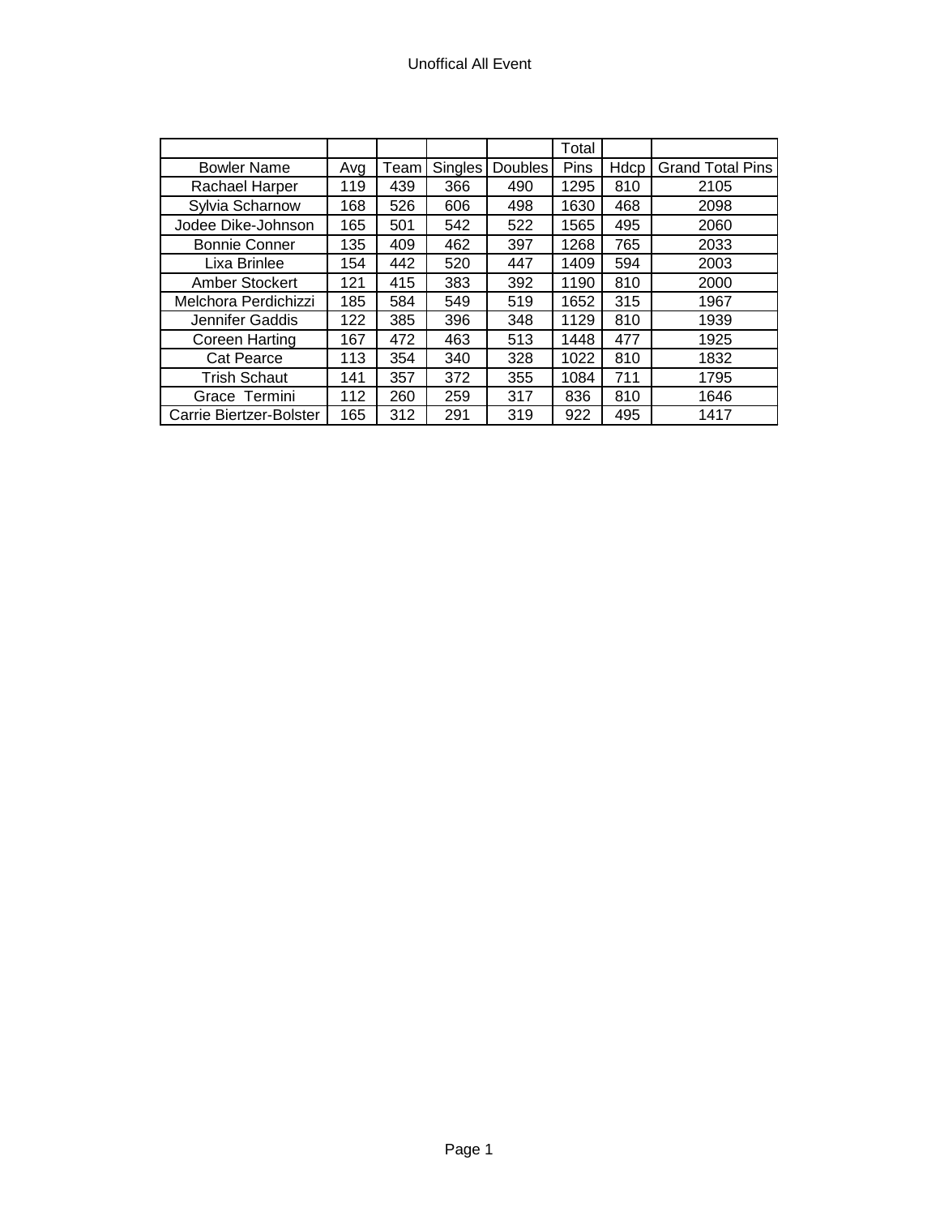# Unoffical All Event

| Bowler Name | Avg | Team | Singles | Doubles | Total Pins | Hdcp | Grand Total Pins |
|---|---|---|---|---|---|---|---|
| Rachael Harper | 119 | 439 | 366 | 490 | 1295 | 810 | 2105 |
| Sylvia Scharnow | 168 | 526 | 606 | 498 | 1630 | 468 | 2098 |
| Jodee Dike-Johnson | 165 | 501 | 542 | 522 | 1565 | 495 | 2060 |
| Bonnie Conner | 135 | 409 | 462 | 397 | 1268 | 765 | 2033 |
| Lixa Brinlee | 154 | 442 | 520 | 447 | 1409 | 594 | 2003 |
| Amber Stockert | 121 | 415 | 383 | 392 | 1190 | 810 | 2000 |
| Melchora Perdichizzi | 185 | 584 | 549 | 519 | 1652 | 315 | 1967 |
| Jennifer Gaddis | 122 | 385 | 396 | 348 | 1129 | 810 | 1939 |
| Coreen Harting | 167 | 472 | 463 | 513 | 1448 | 477 | 1925 |
| Cat Pearce | 113 | 354 | 340 | 328 | 1022 | 810 | 1832 |
| Trish Schaut | 141 | 357 | 372 | 355 | 1084 | 711 | 1795 |
| Grace  Termini | 112 | 260 | 259 | 317 | 836 | 810 | 1646 |
| Carrie Biertzer-Bolster | 165 | 312 | 291 | 319 | 922 | 495 | 1417 |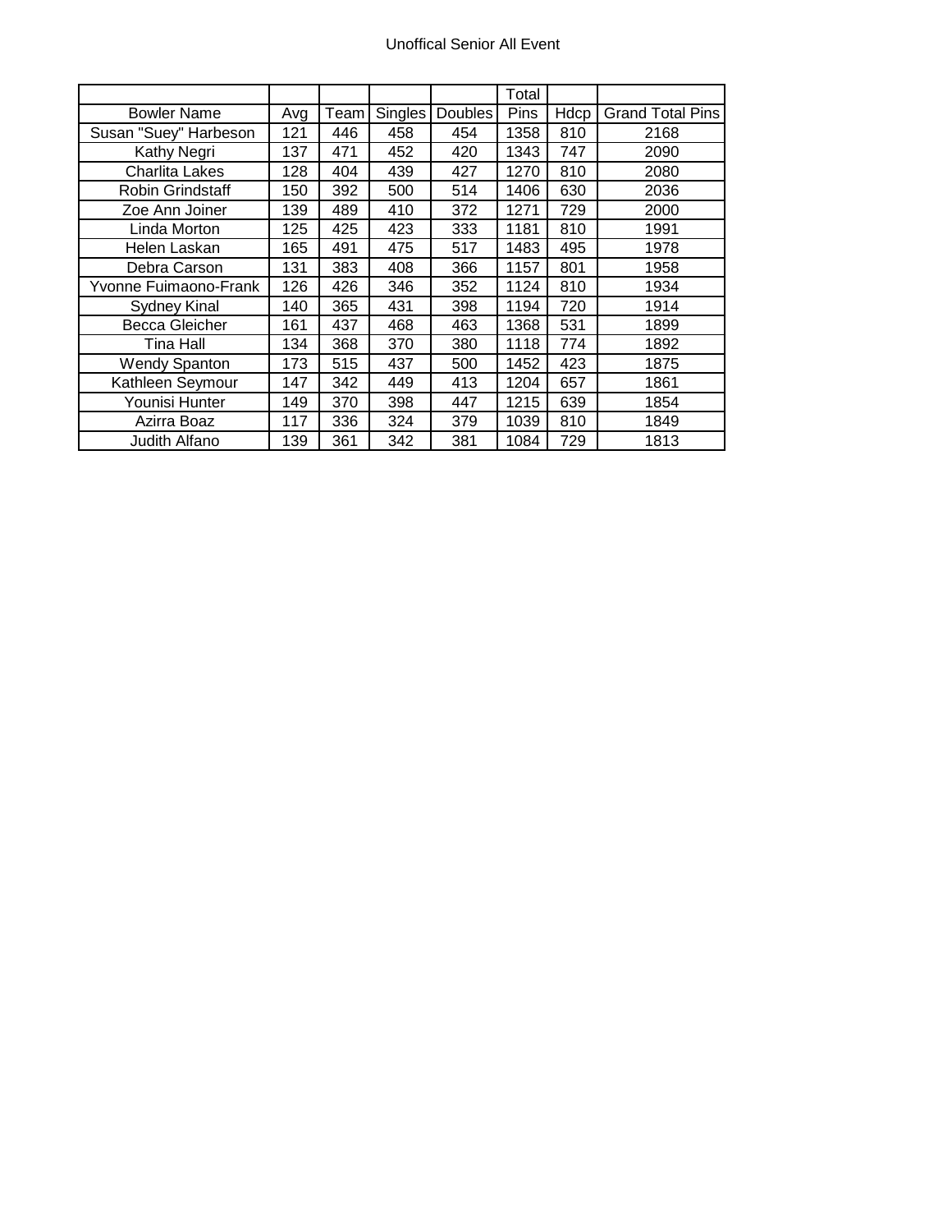Unoffical Senior All Event

| Bowler Name | Avg | Team | Singles | Doubles | Total Pins | Hdcp | Grand Total Pins |
|---|---|---|---|---|---|---|---|
| Susan "Suey" Harbeson | 121 | 446 | 458 | 454 | 1358 | 810 | 2168 |
| Kathy Negri | 137 | 471 | 452 | 420 | 1343 | 747 | 2090 |
| Charlita Lakes | 128 | 404 | 439 | 427 | 1270 | 810 | 2080 |
| Robin Grindstaff | 150 | 392 | 500 | 514 | 1406 | 630 | 2036 |
| Zoe Ann Joiner | 139 | 489 | 410 | 372 | 1271 | 729 | 2000 |
| Linda Morton | 125 | 425 | 423 | 333 | 1181 | 810 | 1991 |
| Helen Laskan | 165 | 491 | 475 | 517 | 1483 | 495 | 1978 |
| Debra Carson | 131 | 383 | 408 | 366 | 1157 | 801 | 1958 |
| Yvonne Fuimaono-Frank | 126 | 426 | 346 | 352 | 1124 | 810 | 1934 |
| Sydney Kinal | 140 | 365 | 431 | 398 | 1194 | 720 | 1914 |
| Becca Gleicher | 161 | 437 | 468 | 463 | 1368 | 531 | 1899 |
| Tina Hall | 134 | 368 | 370 | 380 | 1118 | 774 | 1892 |
| Wendy Spanton | 173 | 515 | 437 | 500 | 1452 | 423 | 1875 |
| Kathleen Seymour | 147 | 342 | 449 | 413 | 1204 | 657 | 1861 |
| Younisi Hunter | 149 | 370 | 398 | 447 | 1215 | 639 | 1854 |
| Azirra Boaz | 117 | 336 | 324 | 379 | 1039 | 810 | 1849 |
| Judith Alfano | 139 | 361 | 342 | 381 | 1084 | 729 | 1813 |